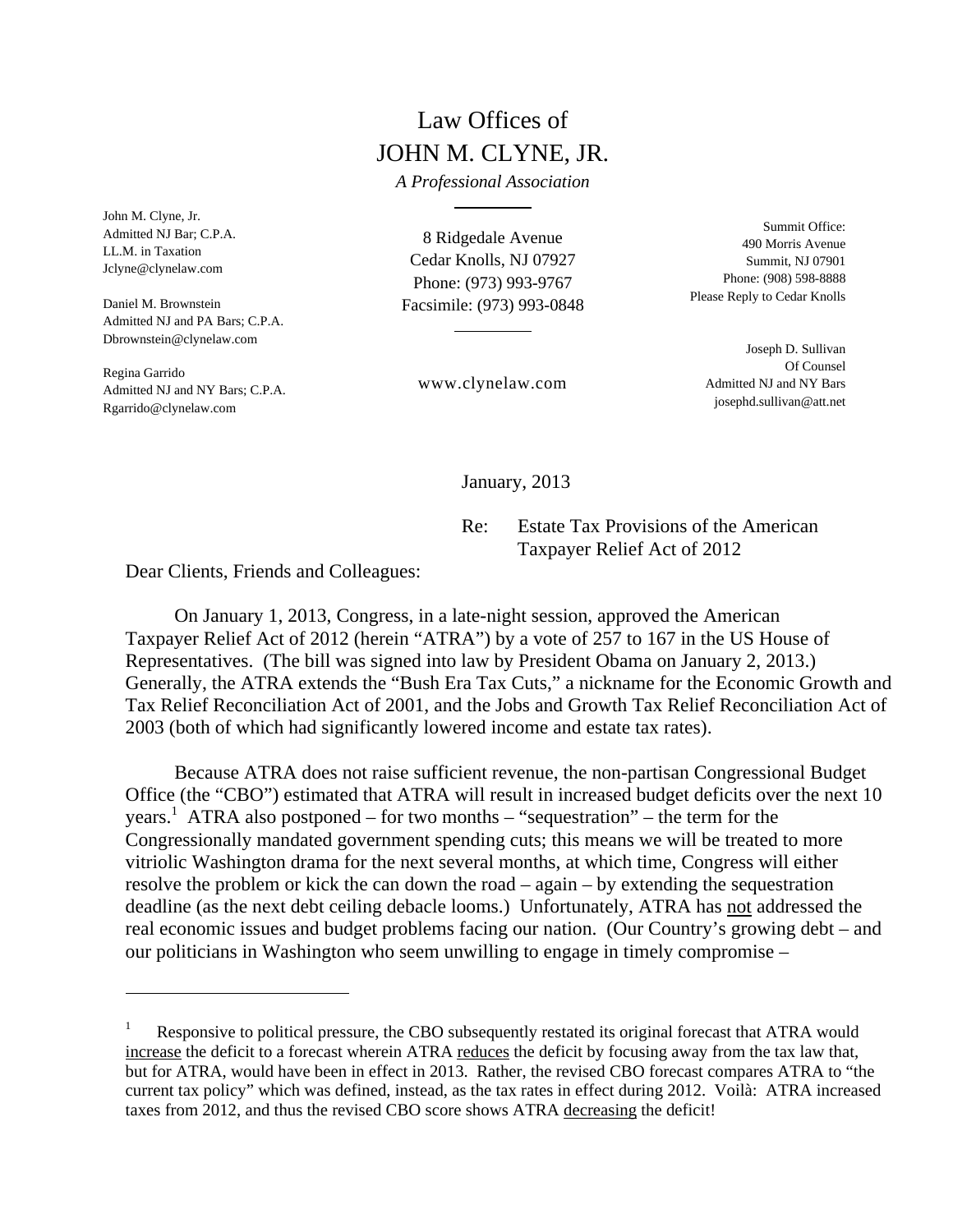# Law Offices of
# JOHN M. CLYNE, JR.

*A Professional Association*

John M. Clyne, Jr.
Admitted NJ Bar; C.P.A.
LL.M. in Taxation
Jclyne@clynelaw.com

Daniel M. Brownstein
Admitted NJ and PA Bars; C.P.A.
Dbrownstein@clynelaw.com

Regina Garrido
Admitted NJ and NY Bars; C.P.A.
Rgarrido@clynelaw.com

8 Ridgedale Avenue
Cedar Knolls, NJ 07927
Phone: (973) 993-9767
Facsimile: (973) 993-0848

www.clynelaw.com

Summit Office:
490 Morris Avenue
Summit, NJ 07901
Phone: (908) 598-8888
Please Reply to Cedar Knolls

Joseph D. Sullivan
Of Counsel
Admitted NJ and NY Bars
josephd.sullivan@att.net

January, 2013

Re: Estate Tax Provisions of the American Taxpayer Relief Act of 2012

Dear Clients, Friends and Colleagues:

On January 1, 2013, Congress, in a late-night session, approved the American Taxpayer Relief Act of 2012 (herein "ATRA") by a vote of 257 to 167 in the US House of Representatives. (The bill was signed into law by President Obama on January 2, 2013.) Generally, the ATRA extends the "Bush Era Tax Cuts," a nickname for the Economic Growth and Tax Relief Reconciliation Act of 2001, and the Jobs and Growth Tax Relief Reconciliation Act of 2003 (both of which had significantly lowered income and estate tax rates).

Because ATRA does not raise sufficient revenue, the non-partisan Congressional Budget Office (the "CBO") estimated that ATRA will result in increased budget deficits over the next 10 years.[1] ATRA also postponed – for two months – "sequestration" – the term for the Congressionally mandated government spending cuts; this means we will be treated to more vitriolic Washington drama for the next several months, at which time, Congress will either resolve the problem or kick the can down the road – again – by extending the sequestration deadline (as the next debt ceiling debacle looms.) Unfortunately, ATRA has <u>not</u> addressed the real economic issues and budget problems facing our nation. (Our Country's growing debt – and our politicians in Washington who seem unwilling to engage in timely compromise –

---

[1] Responsive to political pressure, the CBO subsequently restated its original forecast that ATRA would <u>increase</u> the deficit to a forecast wherein ATRA <u>reduces</u> the deficit by focusing away from the tax law that, but for ATRA, would have been in effect in 2013. Rather, the revised CBO forecast compares ATRA to "the current tax policy" which was defined, instead, as the tax rates in effect during 2012. Voilà: ATRA increased taxes from 2012, and thus the revised CBO score shows ATRA <u>decreasing</u> the deficit!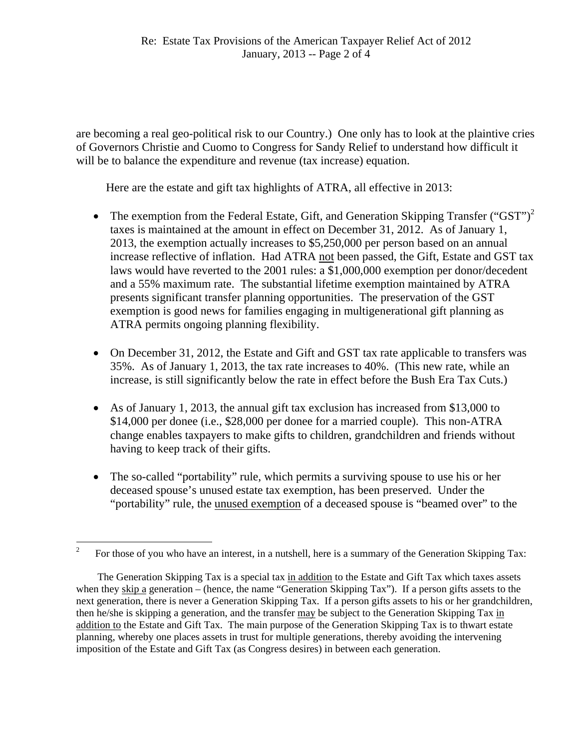are becoming a real geo-political risk to our Country.) One only has to look at the plaintive cries of Governors Christie and Cuomo to Congress for Sandy Relief to understand how difficult it will be to balance the expenditure and revenue (tax increase) equation.

Here are the estate and gift tax highlights of ATRA, all effective in 2013:

- The exemption from the Federal Estate, Gift, and Generation Skipping Transfer ("GST")[2] taxes is maintained at the amount in effect on December 31, 2012. As of January 1, 2013, the exemption actually increases to $5,250,000 per person based on an annual increase reflective of inflation. Had ATRA not been passed, the Gift, Estate and GST tax laws would have reverted to the 2001 rules: a $1,000,000 exemption per donor/decedent and a 55% maximum rate. The substantial lifetime exemption maintained by ATRA presents significant transfer planning opportunities. The preservation of the GST exemption is good news for families engaging in multigenerational gift planning as ATRA permits ongoing planning flexibility.

- On December 31, 2012, the Estate and Gift and GST tax rate applicable to transfers was 35%. As of January 1, 2013, the tax rate increases to 40%. (This new rate, while an increase, is still significantly below the rate in effect before the Bush Era Tax Cuts.)

- As of January 1, 2013, the annual gift tax exclusion has increased from $13,000 to $14,000 per donee (i.e., $28,000 per donee for a married couple). This non-ATRA change enables taxpayers to make gifts to children, grandchildren and friends without having to keep track of their gifts.

- The so-called "portability" rule, which permits a surviving spouse to use his or her deceased spouse's unused estate tax exemption, has been preserved. Under the "portability" rule, the unused exemption of a deceased spouse is "beamed over" to the

---

[2] For those of you who have an interest, in a nutshell, here is a summary of the Generation Skipping Tax:

The Generation Skipping Tax is a special tax in addition to the Estate and Gift Tax which taxes assets when they skip a generation – (hence, the name "Generation Skipping Tax"). If a person gifts assets to the next generation, there is never a Generation Skipping Tax. If a person gifts assets to his or her grandchildren, then he/she is skipping a generation, and the transfer may be subject to the Generation Skipping Tax in addition to the Estate and Gift Tax. The main purpose of the Generation Skipping Tax is to thwart estate planning, whereby one places assets in trust for multiple generations, thereby avoiding the intervening imposition of the Estate and Gift Tax (as Congress desires) in between each generation.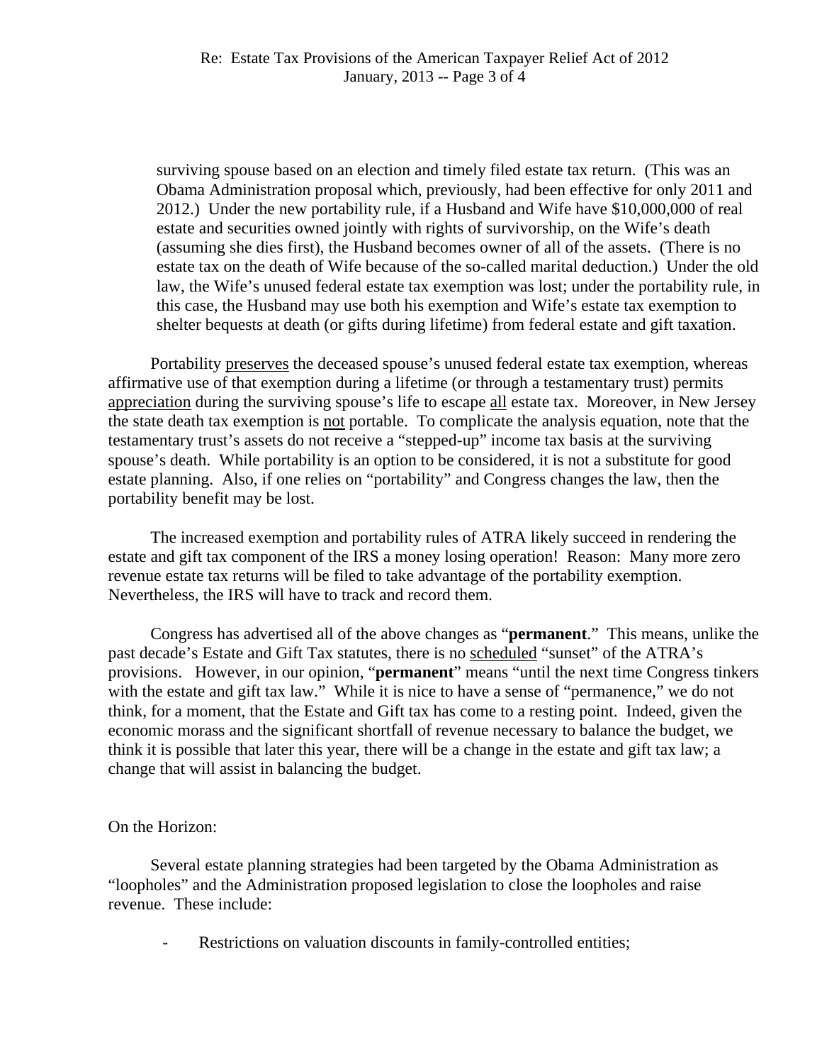surviving spouse based on an election and timely filed estate tax return. (This was an Obama Administration proposal which, previously, had been effective for only 2011 and 2012.) Under the new portability rule, if a Husband and Wife have $10,000,000 of real estate and securities owned jointly with rights of survivorship, on the Wife's death (assuming she dies first), the Husband becomes owner of all of the assets. (There is no estate tax on the death of Wife because of the so-called marital deduction.) Under the old law, the Wife's unused federal estate tax exemption was lost; under the portability rule, in this case, the Husband may use both his exemption and Wife's estate tax exemption to shelter bequests at death (or gifts during lifetime) from federal estate and gift taxation.

Portability preserves the deceased spouse's unused federal estate tax exemption, whereas affirmative use of that exemption during a lifetime (or through a testamentary trust) permits appreciation during the surviving spouse's life to escape all estate tax. Moreover, in New Jersey the state death tax exemption is not portable. To complicate the analysis equation, note that the testamentary trust's assets do not receive a "stepped-up" income tax basis at the surviving spouse's death. While portability is an option to be considered, it is not a substitute for good estate planning. Also, if one relies on "portability" and Congress changes the law, then the portability benefit may be lost.

The increased exemption and portability rules of ATRA likely succeed in rendering the estate and gift tax component of the IRS a money losing operation! Reason: Many more zero revenue estate tax returns will be filed to take advantage of the portability exemption. Nevertheless, the IRS will have to track and record them.

Congress has advertised all of the above changes as "**permanent**." This means, unlike the past decade's Estate and Gift Tax statutes, there is no scheduled "sunset" of the ATRA's provisions. However, in our opinion, "**permanent**" means "until the next time Congress tinkers with the estate and gift tax law." While it is nice to have a sense of "permanence," we do not think, for a moment, that the Estate and Gift tax has come to a resting point. Indeed, given the economic morass and the significant shortfall of revenue necessary to balance the budget, we think it is possible that later this year, there will be a change in the estate and gift tax law; a change that will assist in balancing the budget.

On the Horizon:

Several estate planning strategies had been targeted by the Obama Administration as "loopholes" and the Administration proposed legislation to close the loopholes and raise revenue. These include:

- Restrictions on valuation discounts in family-controlled entities;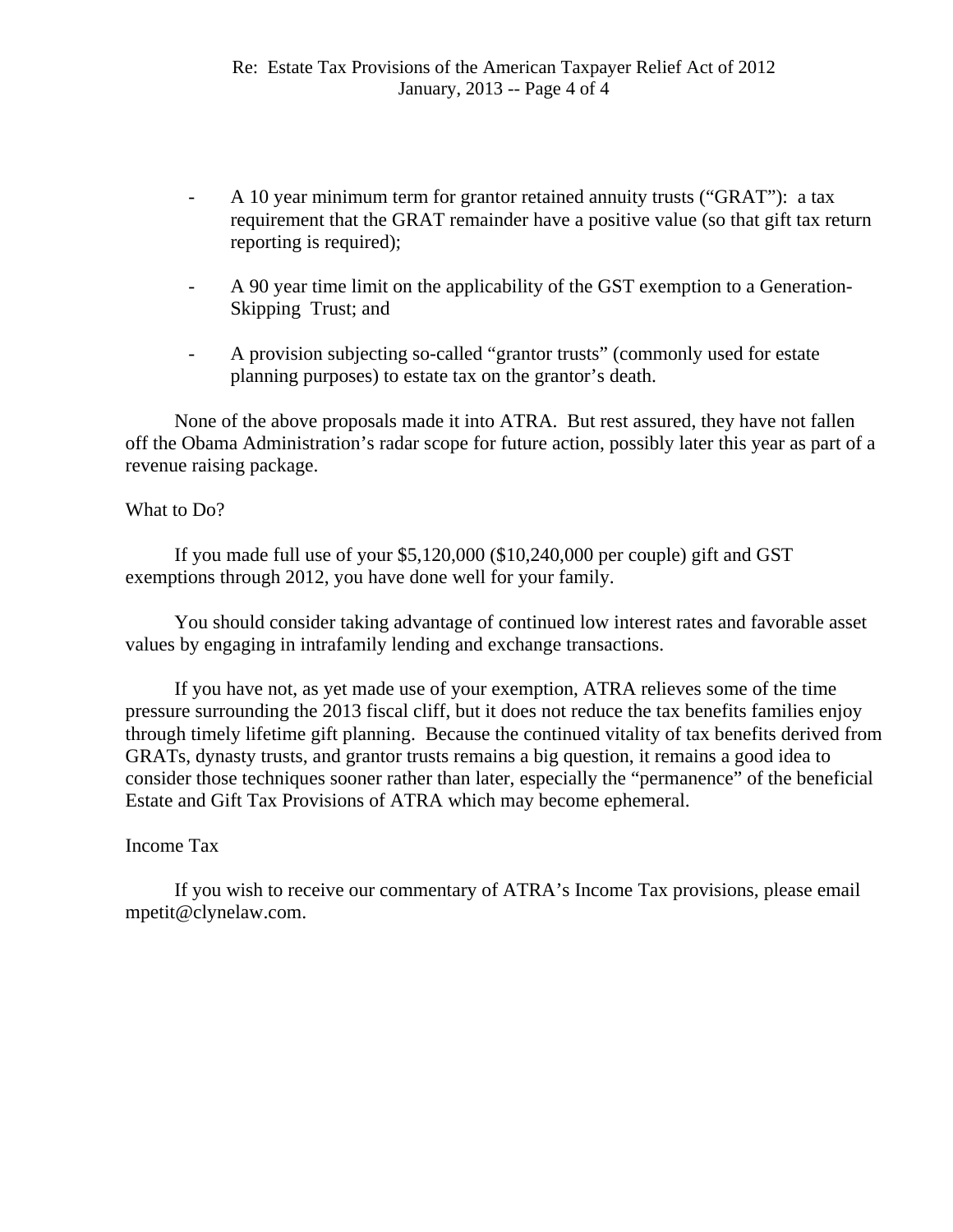- A 10 year minimum term for grantor retained annuity trusts (“GRAT”): a tax requirement that the GRAT remainder have a positive value (so that gift tax return reporting is required);

- A 90 year time limit on the applicability of the GST exemption to a Generation-Skipping Trust; and

- A provision subjecting so-called “grantor trusts” (commonly used for estate planning purposes) to estate tax on the grantor’s death.

None of the above proposals made it into ATRA. But rest assured, they have not fallen off the Obama Administration’s radar scope for future action, possibly later this year as part of a revenue raising package.

What to Do?

If you made full use of your $5,120,000 ($10,240,000 per couple) gift and GST exemptions through 2012, you have done well for your family.

You should consider taking advantage of continued low interest rates and favorable asset values by engaging in intrafamily lending and exchange transactions.

If you have not, as yet made use of your exemption, ATRA relieves some of the time pressure surrounding the 2013 fiscal cliff, but it does not reduce the tax benefits families enjoy through timely lifetime gift planning. Because the continued vitality of tax benefits derived from GRATs, dynasty trusts, and grantor trusts remains a big question, it remains a good idea to consider those techniques sooner rather than later, especially the “permanence” of the beneficial Estate and Gift Tax Provisions of ATRA which may become ephemeral.

Income Tax

If you wish to receive our commentary of ATRA’s Income Tax provisions, please email mpetit@clynelaw.com.